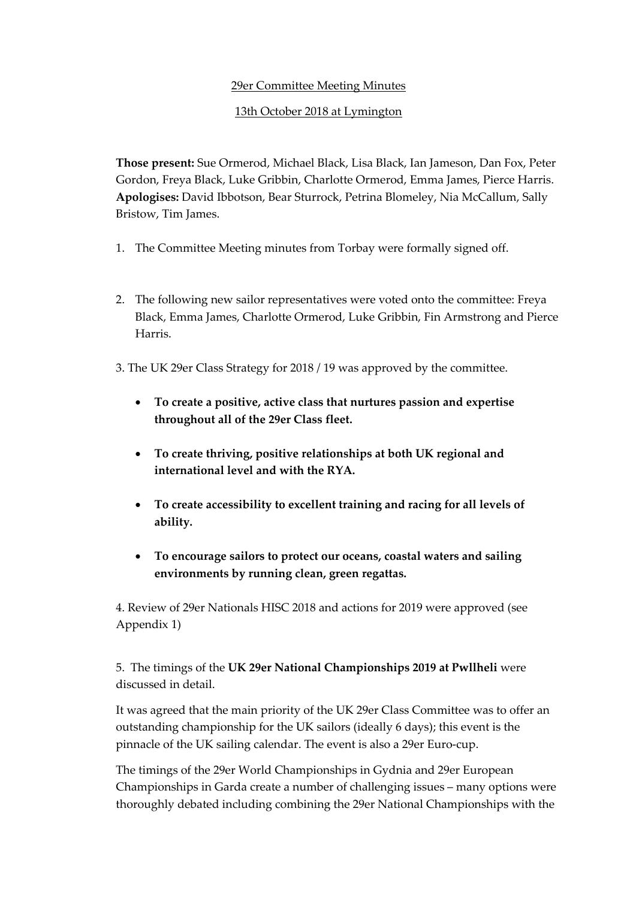<u>29er Committee Meeting Minutes</u>

<u>13th October 2018 at Lymington</u>

**Those present:** Sue Ormerod, Michael Black, Lisa Black, Ian Jameson, Dan Fox, Peter Gordon, Freya Black, Luke Gribbin, Charlotte Ormerod, Emma James, Pierce Harris. **Apologises:** David Ibbotson, Bear Sturrock, Petrina Blomeley, Nia McCallum, Sally Bristow, Tim James.

1. The Committee Meeting minutes from Torbay were formally signed off.

2. The following new sailor representatives were voted onto the committee: Freya Black, Emma James, Charlotte Ormerod, Luke Gribbin, Fin Armstrong and Pierce Harris.

3. The UK 29er Class Strategy for 2018 / 19 was approved by the committee.

- **To create a positive, active class that nurtures passion and expertise throughout all of the 29er Class fleet.**
- **To create thriving, positive relationships at both UK regional and international level and with the RYA.**
- **To create accessibility to excellent training and racing for all levels of ability.**
- **To encourage sailors to protect our oceans, coastal waters and sailing environments by running clean, green regattas.**

4. Review of 29er Nationals HISC 2018 and actions for 2019 were approved (see Appendix 1)

5. The timings of the **UK 29er National Championships 2019 at Pwllheli** were discussed in detail.

It was agreed that the main priority of the UK 29er Class Committee was to offer an outstanding championship for the UK sailors (ideally 6 days); this event is the pinnacle of the UK sailing calendar. The event is also a 29er Euro-cup.

The timings of the 29er World Championships in Gydnia and 29er European Championships in Garda create a number of challenging issues – many options were thoroughly debated including combining the 29er National Championships with the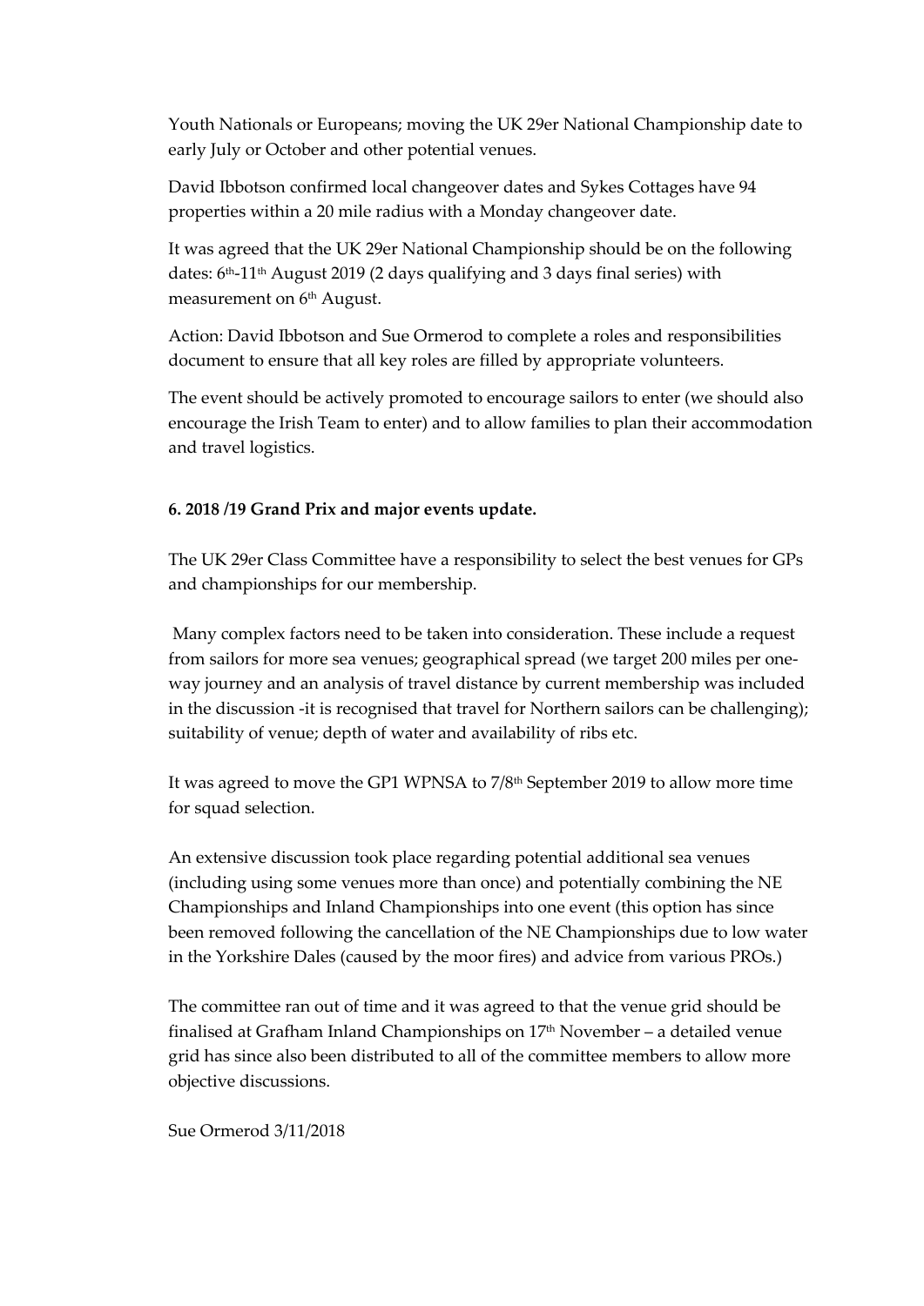Youth Nationals or Europeans; moving the UK 29er National Championship date to early July or October and other potential venues.

David Ibbotson confirmed local changeover dates and Sykes Cottages have 94 properties within a 20 mile radius with a Monday changeover date.

It was agreed that the UK 29er National Championship should be on the following dates: 6th-11th August 2019 (2 days qualifying and 3 days final series) with measurement on 6th August.

Action: David Ibbotson and Sue Ormerod to complete a roles and responsibilities document to ensure that all key roles are filled by appropriate volunteers.

The event should be actively promoted to encourage sailors to enter (we should also encourage the Irish Team to enter) and to allow families to plan their accommodation and travel logistics.

**6. 2018 /19 Grand Prix and major events update.**

The UK 29er Class Committee have a responsibility to select the best venues for GPs and championships for our membership.

Many complex factors need to be taken into consideration. These include a request from sailors for more sea venues; geographical spread (we target 200 miles per one-way journey and an analysis of travel distance by current membership was included in the discussion -it is recognised that travel for Northern sailors can be challenging); suitability of venue; depth of water and availability of ribs etc.

It was agreed to move the GP1 WPNSA to 7/8th September 2019 to allow more time for squad selection.

An extensive discussion took place regarding potential additional sea venues (including using some venues more than once) and potentially combining the NE Championships and Inland Championships into one event (this option has since been removed following the cancellation of the NE Championships due to low water in the Yorkshire Dales (caused by the moor fires) and advice from various PROs.)

The committee ran out of time and it was agreed to that the venue grid should be finalised at Grafham Inland Championships on 17th November – a detailed venue grid has since also been distributed to all of the committee members to allow more objective discussions.

Sue Ormerod 3/11/2018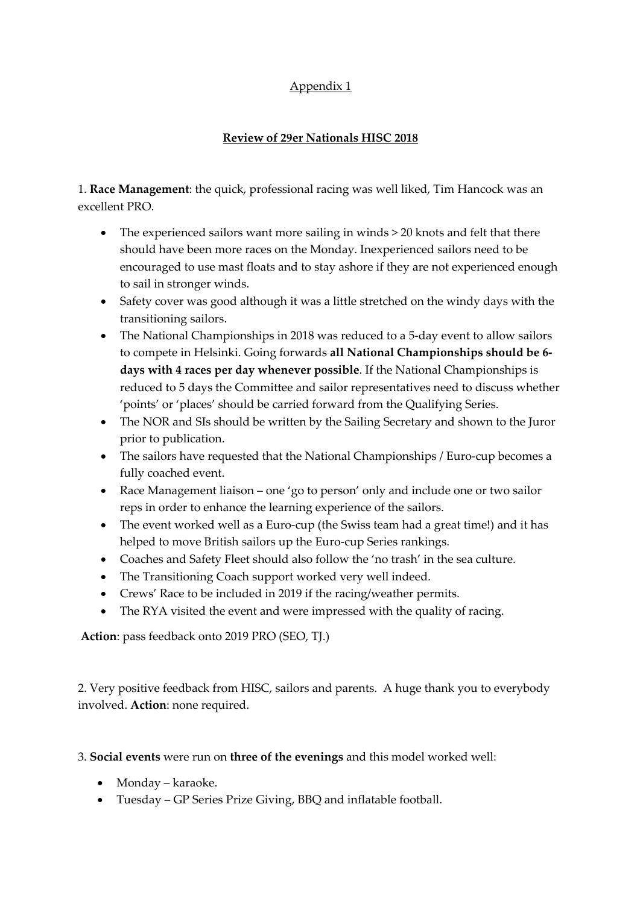Appendix 1

**Review of 29er Nationals HISC 2018**

1. **Race Management**: the quick, professional racing was well liked, Tim Hancock was an excellent PRO.

- The experienced sailors want more sailing in winds > 20 knots and felt that there should have been more races on the Monday. Inexperienced sailors need to be encouraged to use mast floats and to stay ashore if they are not experienced enough to sail in stronger winds.
- Safety cover was good although it was a little stretched on the windy days with the transitioning sailors.
- The National Championships in 2018 was reduced to a 5-day event to allow sailors to compete in Helsinki. Going forwards **all National Championships should be 6-days with 4 races per day whenever possible**. If the National Championships is reduced to 5 days the Committee and sailor representatives need to discuss whether 'points' or 'places' should be carried forward from the Qualifying Series.
- The NOR and SIs should be written by the Sailing Secretary and shown to the Juror prior to publication.
- The sailors have requested that the National Championships / Euro-cup becomes a fully coached event.
- Race Management liaison – one 'go to person' only and include one or two sailor reps in order to enhance the learning experience of the sailors.
- The event worked well as a Euro-cup (the Swiss team had a great time!) and it has helped to move British sailors up the Euro-cup Series rankings.
- Coaches and Safety Fleet should also follow the 'no trash' in the sea culture.
- The Transitioning Coach support worked very well indeed.
- Crews' Race to be included in 2019 if the racing/weather permits.
- The RYA visited the event and were impressed with the quality of racing.

**Action**: pass feedback onto 2019 PRO (SEO, TJ.)

2. Very positive feedback from HISC, sailors and parents. A huge thank you to everybody involved. **Action**: none required.

3. **Social events** were run on **three of the evenings** and this model worked well:

- Monday – karaoke.
- Tuesday – GP Series Prize Giving, BBQ and inflatable football.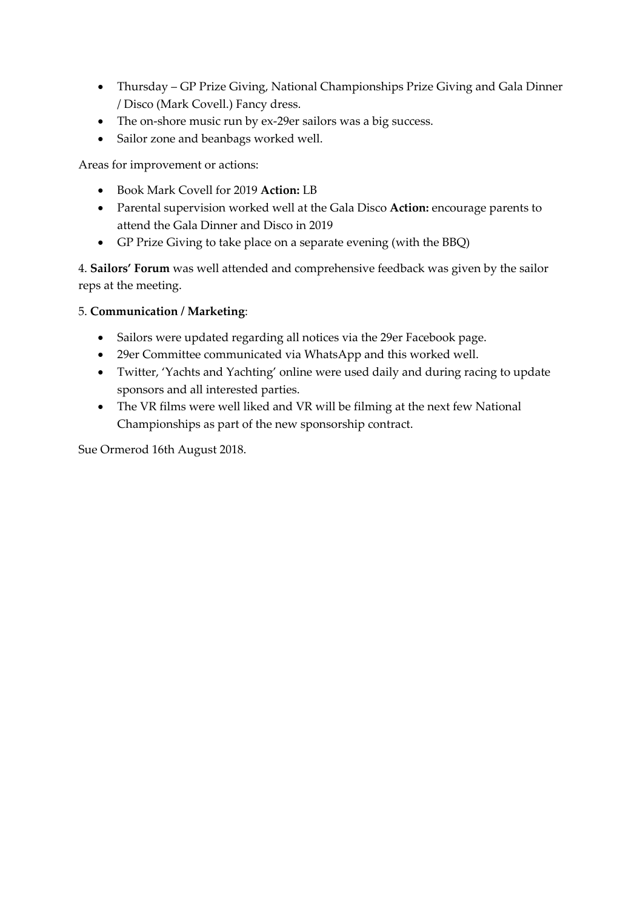- Thursday – GP Prize Giving, National Championships Prize Giving and Gala Dinner / Disco (Mark Covell.) Fancy dress.
- The on-shore music run by ex-29er sailors was a big success.
- Sailor zone and beanbags worked well.

Areas for improvement or actions:

- Book Mark Covell for 2019 **Action:** LB
- Parental supervision worked well at the Gala Disco **Action:** encourage parents to attend the Gala Dinner and Disco in 2019
- GP Prize Giving to take place on a separate evening (with the BBQ)

4. **Sailors' Forum** was well attended and comprehensive feedback was given by the sailor reps at the meeting.

5. **Communication / Marketing**:

- Sailors were updated regarding all notices via the 29er Facebook page.
- 29er Committee communicated via WhatsApp and this worked well.
- Twitter, 'Yachts and Yachting' online were used daily and during racing to update sponsors and all interested parties.
- The VR films were well liked and VR will be filming at the next few National Championships as part of the new sponsorship contract.

Sue Ormerod 16th August 2018.